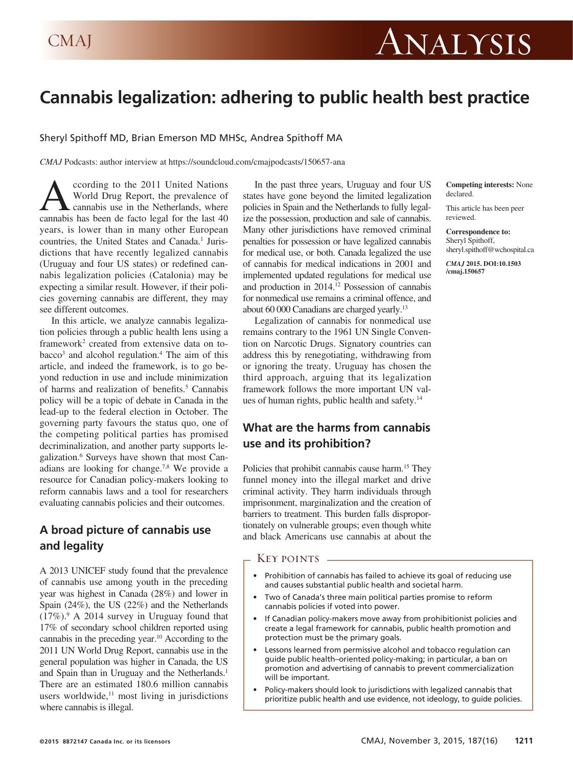# Cannabis legalization: adhering to public health best practice

Sheryl Spithoff MD, Brian Emerson MD MHSc, Andrea Spithoff MA

*CMAJ* Podcasts: author interview at https://soundcloud.com/cmajpodcasts/150657-ana

**Competing interests:** None declared.

This article has been peer reviewed.

**Correspondence to:** Sheryl Spithoff, sheryl.spithoff@wchospital.ca

***CMAJ* 2015. DOI:10.1503/cmaj.150657**

According to the 2011 United Nations World Drug Report, the prevalence of cannabis use in the Netherlands, where cannabis has been de facto legal for the last 40 years, is lower than in many other European countries, the United States and Canada.[1] Jurisdictions that have recently legalized cannabis (Uruguay and four US states) or redefined cannabis legalization policies (Catalonia) may be expecting a similar result. However, if their policies governing cannabis are different, they may see different outcomes.

In this article, we analyze cannabis legalization policies through a public health lens using a framework[2] created from extensive data on tobacco[3] and alcohol regulation.[4] The aim of this article, and indeed the framework, is to go beyond reduction in use and include minimization of harms and realization of benefits.[5] Cannabis policy will be a topic of debate in Canada in the lead-up to the federal election in October. The governing party favours the status quo, one of the competing political parties has promised decriminalization, and another party supports legalization.[6] Surveys have shown that most Canadians are looking for change.[7,8] We provide a resource for Canadian policy-makers looking to reform cannabis laws and a tool for researchers evaluating cannabis policies and their outcomes.

## A broad picture of cannabis use and legality

A 2013 UNICEF study found that the prevalence of cannabis use among youth in the preceding year was highest in Canada (28%) and lower in Spain (24%), the US (22%) and the Netherlands (17%).[9] A 2014 survey in Uruguay found that 17% of secondary school children reported using cannabis in the preceding year.[10] According to the 2011 UN World Drug Report, cannabis use in the general population was higher in Canada, the US and Spain than in Uruguay and the Netherlands.[1] There are an estimated 180.6 million cannabis users worldwide,[11] most living in jurisdictions where cannabis is illegal.

In the past three years, Uruguay and four US states have gone beyond the limited legalization policies in Spain and the Netherlands to fully legalize the possession, production and sale of cannabis. Many other jurisdictions have removed criminal penalties for possession or have legalized cannabis for medical use, or both. Canada legalized the use of cannabis for medical indications in 2001 and implemented updated regulations for medical use and production in 2014.[12] Possession of cannabis for nonmedical use remains a criminal offence, and about 60 000 Canadians are charged yearly.[13]

Legalization of cannabis for nonmedical use remains contrary to the 1961 UN Single Convention on Narcotic Drugs. Signatory countries can address this by renegotiating, withdrawing from or ignoring the treaty. Uruguay has chosen the third approach, arguing that its legalization framework follows the more important UN values of human rights, public health and safety.[14]

## What are the harms from cannabis use and its prohibition?

Policies that prohibit cannabis cause harm.[15] They funnel money into the illegal market and drive criminal activity. They harm individuals through imprisonment, marginalization and the creation of barriers to treatment. This burden falls disproportionately on vulnerable groups; even though white and black Americans use cannabis at about the

### Key points

- Prohibition of cannabis has failed to achieve its goal of reducing use and causes substantial public health and societal harm.
- Two of Canada's three main political parties promise to reform cannabis policies if voted into power.
- If Canadian policy-makers move away from prohibitionist policies and create a legal framework for cannabis, public health promotion and protection must be the primary goals.
- Lessons learned from permissive alcohol and tobacco regulation can guide public health–oriented policy-making; in particular, a ban on promotion and advertising of cannabis to prevent commercialization will be important.
- Policy-makers should look to jurisdictions with legalized cannabis that prioritize public health and use evidence, not ideology, to guide policies.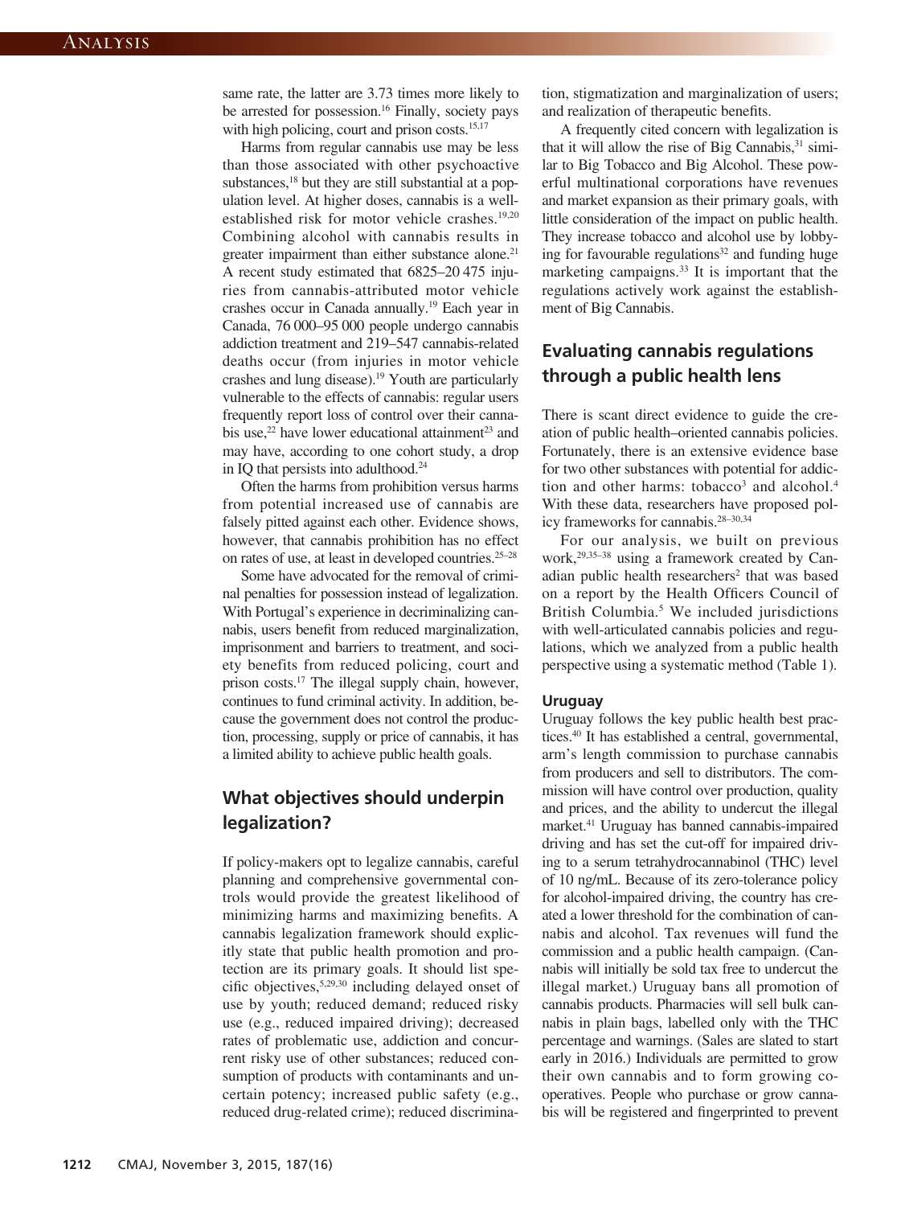same rate, the latter are 3.73 times more likely to be arrested for possession.[16] Finally, society pays with high policing, court and prison costs.[15,17]

Harms from regular cannabis use may be less than those associated with other psychoactive substances,[18] but they are still substantial at a population level. At higher doses, cannabis is a well-established risk for motor vehicle crashes.[19,20] Combining alcohol with cannabis results in greater impairment than either substance alone.[21] A recent study estimated that 6825–20 475 injuries from cannabis-attributed motor vehicle crashes occur in Canada annually.[19] Each year in Canada, 76 000–95 000 people undergo cannabis addiction treatment and 219–547 cannabis-related deaths occur (from injuries in motor vehicle crashes and lung disease).[19] Youth are particularly vulnerable to the effects of cannabis: regular users frequently report loss of control over their cannabis use,[22] have lower educational attainment[23] and may have, according to one cohort study, a drop in IQ that persists into adulthood.[24]

Often the harms from prohibition versus harms from potential increased use of cannabis are falsely pitted against each other. Evidence shows, however, that cannabis prohibition has no effect on rates of use, at least in developed countries.[25–28]

Some have advocated for the removal of criminal penalties for possession instead of legalization. With Portugal's experience in decriminalizing cannabis, users benefit from reduced marginalization, imprisonment and barriers to treatment, and society benefits from reduced policing, court and prison costs.[17] The illegal supply chain, however, continues to fund criminal activity. In addition, because the government does not control the production, processing, supply or price of cannabis, it has a limited ability to achieve public health goals.

## What objectives should underpin legalization?

If policy-makers opt to legalize cannabis, careful planning and comprehensive governmental controls would provide the greatest likelihood of minimizing harms and maximizing benefits. A cannabis legalization framework should explicitly state that public health promotion and protection are its primary goals. It should list specific objectives,[5,29,30] including delayed onset of use by youth; reduced demand; reduced risky use (e.g., reduced impaired driving); decreased rates of problematic use, addiction and concurrent risky use of other substances; reduced consumption of products with contaminants and uncertain potency; increased public safety (e.g., reduced drug-related crime); reduced discrimination, stigmatization and marginalization of users; and realization of therapeutic benefits.

A frequently cited concern with legalization is that it will allow the rise of Big Cannabis,[31] similar to Big Tobacco and Big Alcohol. These powerful multinational corporations have revenues and market expansion as their primary goals, with little consideration of the impact on public health. They increase tobacco and alcohol use by lobbying for favourable regulations[32] and funding huge marketing campaigns.[33] It is important that the regulations actively work against the establishment of Big Cannabis.

## Evaluating cannabis regulations through a public health lens

There is scant direct evidence to guide the creation of public health–oriented cannabis policies. Fortunately, there is an extensive evidence base for two other substances with potential for addiction and other harms: tobacco[3] and alcohol.[4] With these data, researchers have proposed policy frameworks for cannabis.[28–30,34]

For our analysis, we built on previous work,[29,35–38] using a framework created by Canadian public health researchers[2] that was based on a report by the Health Officers Council of British Columbia.[5] We included jurisdictions with well-articulated cannabis policies and regulations, which we analyzed from a public health perspective using a systematic method (Table 1).

### Uruguay

Uruguay follows the key public health best practices.[40] It has established a central, governmental, arm's length commission to purchase cannabis from producers and sell to distributors. The commission will have control over production, quality and prices, and the ability to undercut the illegal market.[41] Uruguay has banned cannabis-impaired driving and has set the cut-off for impaired driving to a serum tetrahydrocannabinol (THC) level of 10 ng/mL. Because of its zero-tolerance policy for alcohol-impaired driving, the country has created a lower threshold for the combination of cannabis and alcohol. Tax revenues will fund the commission and a public health campaign. (Cannabis will initially be sold tax free to undercut the illegal market.) Uruguay bans all promotion of cannabis products. Pharmacies will sell bulk cannabis in plain bags, labelled only with the THC percentage and warnings. (Sales are slated to start early in 2016.) Individuals are permitted to grow their own cannabis and to form growing co-operatives. People who purchase or grow cannabis will be registered and fingerprinted to prevent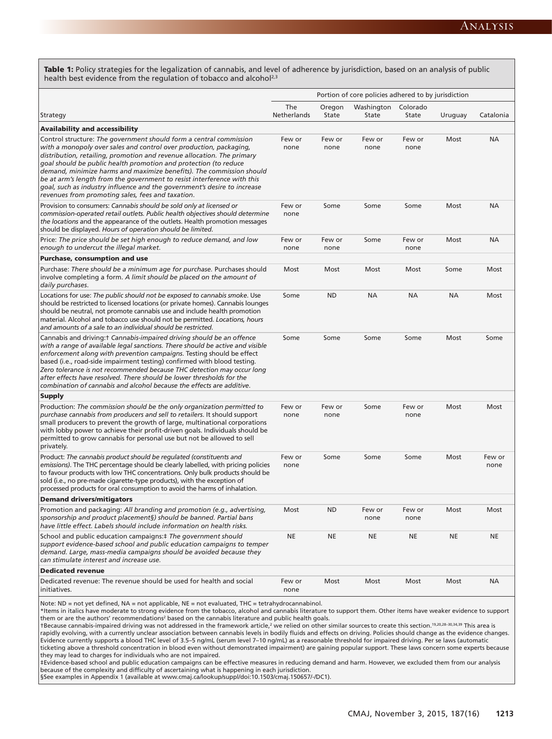**Table 1:** Policy strategies for the legalization of cannabis, and level of adherence by jurisdiction, based on an analysis of public health best evidence from the regulation of tobacco and alcohol[2,3]

| | Portion of core policies adhered to by jurisdiction | | | | | |
|---|---|---|---|---|---|---|
| Strategy | The Netherlands | Oregon State | Washington State | Colorado State | Uruguay | Catalonia |
| **Availability and accessibility** | | | | | | |
| Control structure: *The government should form a central commission with a monopoly over sales and control over production, packaging, distribution, retailing, promotion and revenue allocation. The primary goal should be public health promotion and protection (to reduce demand, minimize harms and maximize benefits). The commission should be at arm's length from the government to resist interference with this goal, such as industry influence and the government's desire to increase revenues from promoting sales, fees and taxation.* | Few or none | Few or none | Few or none | Few or none | Most | NA |
| Provision to consumers: *Cannabis should be sold only at licensed or commission-operated retail outlets. Public health objectives should determine the locations* and the appearance of the outlets. Health promotion messages should be displayed. *Hours of operation should be limited.* | Few or none | Some | Some | Some | Most | NA |
| Price: *The price should be set high enough to reduce demand, and low enough to undercut the illegal market.* | Few or none | Few or none | Some | Few or none | Most | NA |
| **Purchase, consumption and use** | | | | | | |
| Purchase: *There should be a minimum age for purchase.* Purchases should involve completing a form. *A limit should be placed on the amount of daily purchases.* | Most | Most | Most | Most | Some | Most |
| Locations for use: *The public should not be exposed to cannabis smoke.* Use should be restricted to licensed locations (or private homes). Cannabis lounges should be neutral, not promote cannabis use and include health promotion material. Alcohol and tobacco use should not be permitted. *Locations, hours and amounts of a sale to an individual should be restricted.* | Some | ND | NA | NA | NA | Most |
| Cannabis and driving:† *Cannabis-impaired driving should be an offence with a range of available legal sanctions. There should be active and visible enforcement along with prevention campaigns.* Testing should be effect based (i.e., road-side impairment testing) confirmed with blood testing. *Zero tolerance is not recommended because THC detection may occur long after effects have resolved. There should be lower thresholds for the combination of cannabis and alcohol because the effects are additive.* | Some | Some | Some | Some | Most | Some |
| **Supply** | | | | | | |
| Production: *The commission should be the only organization permitted to purchase cannabis from producers and sell to retailers.* It should support small producers to prevent the growth of large, multinational corporations with lobby power to achieve their profit-driven goals. Individuals should be permitted to grow cannabis for personal use but not be allowed to sell privately. | Few or none | Few or none | Some | Few or none | Most | Most |
| Product: *The cannabis product should be regulated (constituents and emissions).* The THC percentage should be clearly labelled, with pricing policies to favour products with low THC concentrations. Only bulk products should be sold (i.e., no pre-made cigarette-type products), with the exception of processed products for oral consumption to avoid the harms of inhalation. | Few or none | Some | Some | Some | Most | Few or none |
| **Demand drivers/mitigators** | | | | | | |
| Promotion and packaging: *All branding and promotion (e.g., advertising, sponsorship and product placement§) should be banned. Partial bans have little effect. Labels should include information on health risks.* | Most | ND | Few or none | Few or none | Most | Most |
| School and public education campaigns:‡ *The government should support evidence-based school and public education campaigns to temper demand. Large, mass-media campaigns should be avoided because they can stimulate interest and increase use.* | NE | NE | NE | NE | NE | NE |
| **Dedicated revenue** | | | | | | |
| Dedicated revenue: The revenue should be used for health and social initiatives. | Few or none | Most | Most | Most | Most | NA |

Note: ND = not yet defined, NA = not applicable, NE = not evaluated, THC = tetrahydrocannabinol.
*Items in italics have moderate to strong evidence from the tobacco, alcohol and cannabis literature to support them. Other items have weaker evidence to support them or are the authors' recommendations[2] based on the cannabis literature and public health goals.
†Because cannabis-impaired driving was not addressed in the framework article,[2] we relied on other similar sources to create this section.[19,20,28–30,34,39] This area is rapidly evolving, with a currently unclear association between cannabis levels in bodily fluids and effects on driving. Policies should change as the evidence changes. Evidence currently supports a blood THC level of 3.5–5 ng/mL (serum level 7–10 ng/mL) as a reasonable threshold for impaired driving. Per se laws (automatic ticketing above a threshold concentration in blood even without demonstrated impairment) are gaining popular support. These laws concern some experts because they may lead to charges for individuals who are not impaired.
‡Evidence-based school and public education campaigns can be effective measures in reducing demand and harm. However, we excluded them from our analysis because of the complexity and difficulty of ascertaining what is happening in each jurisdiction.
§See examples in Appendix 1 (available at www.cmaj.ca/lookup/suppl/doi:10.1503/cmaj.150657/-/DC1).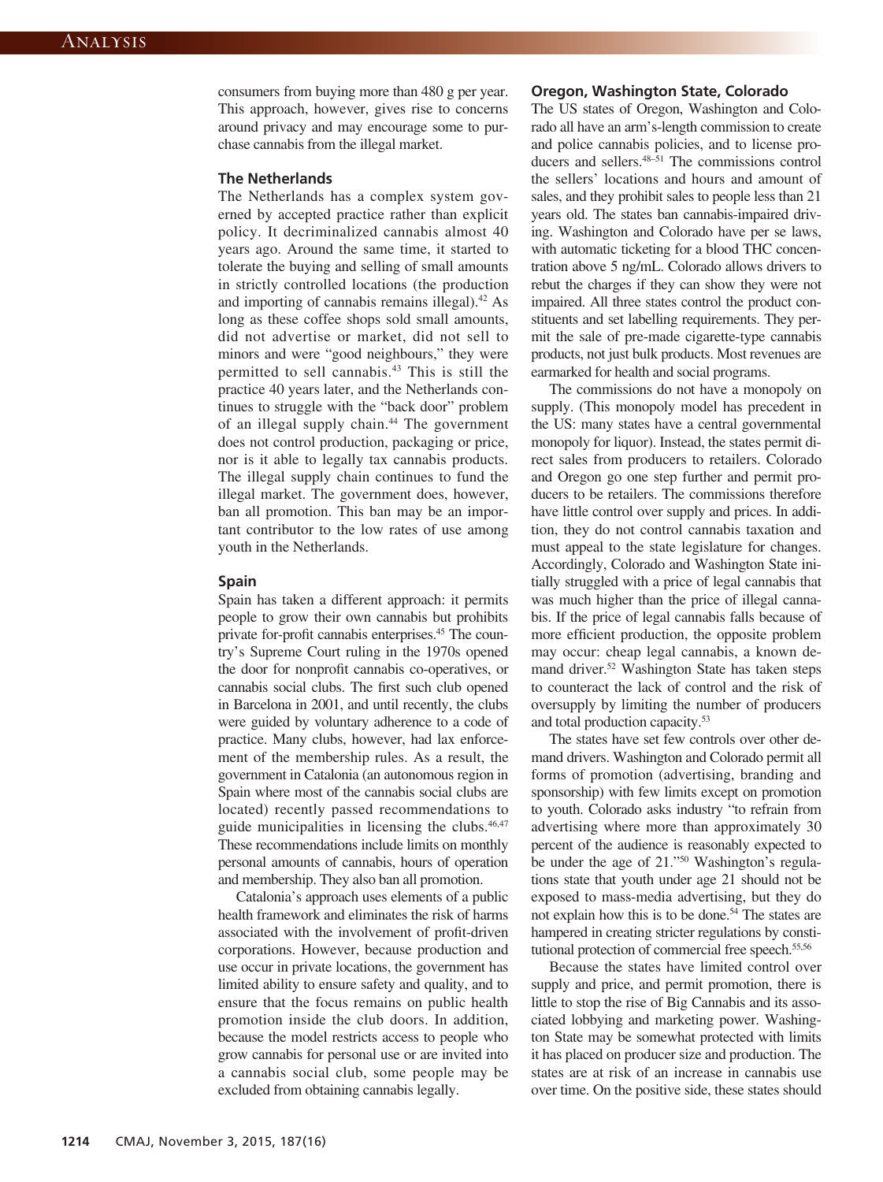consumers from buying more than 480 g per year. This approach, however, gives rise to concerns around privacy and may encourage some to purchase cannabis from the illegal market.

### The Netherlands

The Netherlands has a complex system governed by accepted practice rather than explicit policy. It decriminalized cannabis almost 40 years ago. Around the same time, it started to tolerate the buying and selling of small amounts in strictly controlled locations (the production and importing of cannabis remains illegal).[42] As long as these coffee shops sold small amounts, did not advertise or market, did not sell to minors and were "good neighbours," they were permitted to sell cannabis.[43] This is still the practice 40 years later, and the Netherlands continues to struggle with the "back door" problem of an illegal supply chain.[44] The government does not control production, packaging or price, nor is it able to legally tax cannabis products. The illegal supply chain continues to fund the illegal market. The government does, however, ban all promotion. This ban may be an important contributor to the low rates of use among youth in the Netherlands.

### Spain

Spain has taken a different approach: it permits people to grow their own cannabis but prohibits private for-profit cannabis enterprises.[45] The country's Supreme Court ruling in the 1970s opened the door for nonprofit cannabis co-operatives, or cannabis social clubs. The first such club opened in Barcelona in 2001, and until recently, the clubs were guided by voluntary adherence to a code of practice. Many clubs, however, had lax enforcement of the membership rules. As a result, the government in Catalonia (an autonomous region in Spain where most of the cannabis social clubs are located) recently passed recommendations to guide municipalities in licensing the clubs.[46,47] These recommendations include limits on monthly personal amounts of cannabis, hours of operation and membership. They also ban all promotion.

Catalonia's approach uses elements of a public health framework and eliminates the risk of harms associated with the involvement of profit-driven corporations. However, because production and use occur in private locations, the government has limited ability to ensure safety and quality, and to ensure that the focus remains on public health promotion inside the club doors. In addition, because the model restricts access to people who grow cannabis for personal use or are invited into a cannabis social club, some people may be excluded from obtaining cannabis legally.

### Oregon, Washington State, Colorado

The US states of Oregon, Washington and Colorado all have an arm's-length commission to create and police cannabis policies, and to license producers and sellers.[48–51] The commissions control the sellers' locations and hours and amount of sales, and they prohibit sales to people less than 21 years old. The states ban cannabis-impaired driving. Washington and Colorado have per se laws, with automatic ticketing for a blood THC concentration above 5 ng/mL. Colorado allows drivers to rebut the charges if they can show they were not impaired. All three states control the product constituents and set labelling requirements. They permit the sale of pre-made cigarette-type cannabis products, not just bulk products. Most revenues are earmarked for health and social programs.

The commissions do not have a monopoly on supply. (This monopoly model has precedent in the US: many states have a central governmental monopoly for liquor). Instead, the states permit direct sales from producers to retailers. Colorado and Oregon go one step further and permit producers to be retailers. The commissions therefore have little control over supply and prices. In addition, they do not control cannabis taxation and must appeal to the state legislature for changes. Accordingly, Colorado and Washington State initially struggled with a price of legal cannabis that was much higher than the price of illegal cannabis. If the price of legal cannabis falls because of more efficient production, the opposite problem may occur: cheap legal cannabis, a known demand driver.[52] Washington State has taken steps to counteract the lack of control and the risk of oversupply by limiting the number of producers and total production capacity.[53]

The states have set few controls over other demand drivers. Washington and Colorado permit all forms of promotion (advertising, branding and sponsorship) with few limits except on promotion to youth. Colorado asks industry "to refrain from advertising where more than approximately 30 percent of the audience is reasonably expected to be under the age of 21."[50] Washington's regulations state that youth under age 21 should not be exposed to mass-media advertising, but they do not explain how this is to be done.[54] The states are hampered in creating stricter regulations by constitutional protection of commercial free speech.[55,56]

Because the states have limited control over supply and price, and permit promotion, there is little to stop the rise of Big Cannabis and its associated lobbying and marketing power. Washington State may be somewhat protected with limits it has placed on producer size and production. The states are at risk of an increase in cannabis use over time. On the positive side, these states should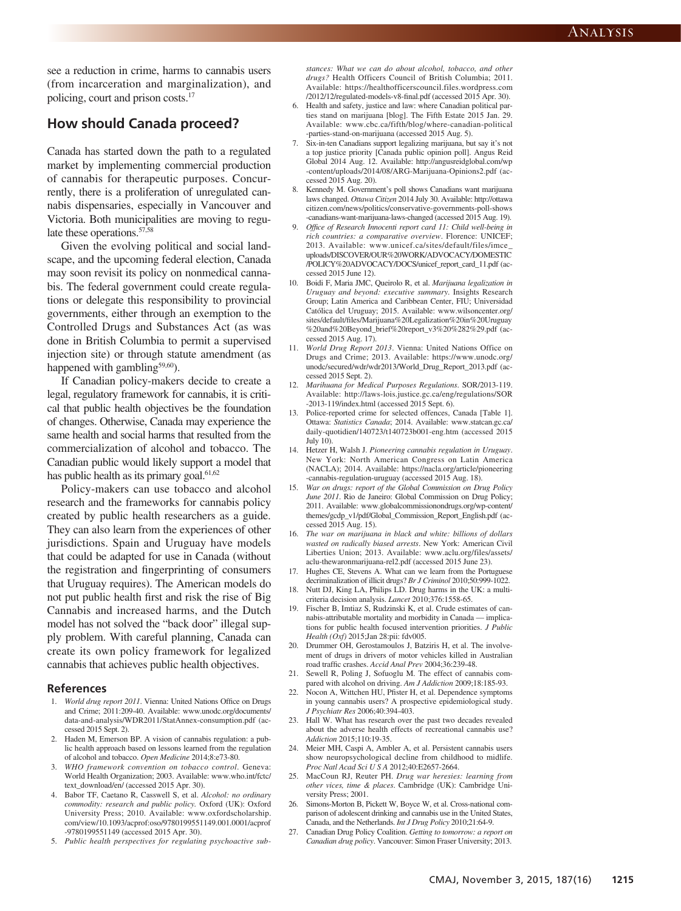see a reduction in crime, harms to cannabis users (from incarceration and marginalization), and policing, court and prison costs.[17]

## How should Canada proceed?

Canada has started down the path to a regulated market by implementing commercial production of cannabis for therapeutic purposes. Concurrently, there is a proliferation of unregulated cannabis dispensaries, especially in Vancouver and Victoria. Both municipalities are moving to regulate these operations.[57,58]

Given the evolving political and social landscape, and the upcoming federal election, Canada may soon revisit its policy on nonmedical cannabis. The federal government could create regulations or delegate this responsibility to provincial governments, either through an exemption to the Controlled Drugs and Substances Act (as was done in British Columbia to permit a supervised injection site) or through statute amendment (as happened with gambling[59,60]).

If Canadian policy-makers decide to create a legal, regulatory framework for cannabis, it is critical that public health objectives be the foundation of changes. Otherwise, Canada may experience the same health and social harms that resulted from the commercialization of alcohol and tobacco. The Canadian public would likely support a model that has public health as its primary goal.[61,62]

Policy-makers can use tobacco and alcohol research and the frameworks for cannabis policy created by public health researchers as a guide. They can also learn from the experiences of other jurisdictions. Spain and Uruguay have models that could be adapted for use in Canada (without the registration and fingerprinting of consumers that Uruguay requires). The American models do not put public health first and risk the rise of Big Cannabis and increased harms, and the Dutch model has not solved the "back door" illegal supply problem. With careful planning, Canada can create its own policy framework for legalized cannabis that achieves public health objectives.

### References

1. *World drug report 2011*. Vienna: United Nations Office on Drugs and Crime; 2011:209-40. Available: www.unodc.org/documents/data-and-analysis/WDR2011/StatAnnex-consumption.pdf (accessed 2015 Sept. 2).
2. Haden M, Emerson BP. A vision of cannabis regulation: a public health approach based on lessons learned from the regulation of alcohol and tobacco. *Open Medicine* 2014;8:e73-80.
3. *WHO framework convention on tobacco control*. Geneva: World Health Organization; 2003. Available: www.who.int/fctc/text_download/en/ (accessed 2015 Apr. 30).
4. Babor TF, Caetano R, Casswell S, et al. *Alcohol: no ordinary commodity: research and public policy*. Oxford (UK): Oxford University Press; 2010. Available: www.oxfordscholarship.com/view/10.1093/acprof:oso/9780199551149.001.0001/acprof-9780199551149 (accessed 2015 Apr. 30).
5. *Public health perspectives for regulating psychoactive substances: What we can do about alcohol, tobacco, and other drugs?* Health Officers Council of British Columbia; 2011. Available: https://healthofficerscouncil.files.wordpress.com/2012/12/regulated-models-v8-final.pdf (accessed 2015 Apr. 30).
6. Health and safety, justice and law: where Canadian political parties stand on marijuana [blog]. The Fifth Estate 2015 Jan. 29. Available: www.cbc.ca/fifth/blog/where-canadian-political-parties-stand-on-marijuana (accessed 2015 Aug. 5).
7. Six-in-ten Canadians support legalizing marijuana, but say it's not a top justice priority [Canada public opinion poll]. Angus Reid Global 2014 Aug. 12. Available: http://angusreidglobal.com/wp-content/uploads/2014/08/ARG-Marijuana-Opinions2.pdf (accessed 2015 Aug. 20).
8. Kennedy M. Government's poll shows Canadians want marijuana laws changed. *Ottawa Citizen* 2014 July 30. Available: http://ottawacitizen.com/news/politics/conservative-governments-poll-shows-canadians-want-marijuana-laws-changed (accessed 2015 Aug. 19).
9. *Office of Research Innocenti report card 11: Child well-being in rich countries: a comparative overview*. Florence: UNICEF; 2013. Available: www.unicef.ca/sites/default/files/imce_uploads/DISCOVER/OUR%20WORK/ADVOCACY/DOMESTIC/POLICY%20ADVOCACY/DOCS/unicef_report_card_11.pdf (accessed 2015 June 12).
10. Boidi F, Maria JMC, Queirolo R, et al. *Marijuana legalization in Uruguay and beyond: executive summary*. Insights Research Group; Latin America and Caribbean Center, FIU; Universidad Católica del Uruguay; 2015. Available: www.wilsoncenter.org/sites/default/files/Marijuana%20Legalization%20in%20Uruguay%20and%20Beyond_brief%20report_v3%20%282%29.pdf (accessed 2015 Aug. 17).
11. *World Drug Report 2013*. Vienna: United Nations Office on Drugs and Crime; 2013. Available: https://www.unodc.org/unodc/secured/wdr/wdr2013/World_Drug_Report_2013.pdf (accessed 2015 Sept. 2).
12. *Marihuana for Medical Purposes Regulations*. SOR/2013-119. Available: http://laws-lois.justice.gc.ca/eng/regulations/SOR-2013-119/index.html (accessed 2015 Sept. 6).
13. Police-reported crime for selected offences, Canada [Table 1]. Ottawa: *Statistics Canada*; 2014. Available: www.statcan.gc.ca/daily-quotidien/140723/t140723b001-eng.htm (accessed 2015 July 10).
14. Hetzer H, Walsh J. *Pioneering cannabis regulation in Uruguay*. New York: North American Congress on Latin America (NACLA); 2014. Available: https://nacla.org/article/pioneering-cannabis-regulation-uruguay (accessed 2015 Aug. 18).
15. *War on drugs: report of the Global Commission on Drug Policy June 2011*. Rio de Janeiro: Global Commission on Drug Policy; 2011. Available: www.globalcommissionondrugs.org/wp-content/themes/gcdp_v1/pdf/Global_Commission_Report_English.pdf (accessed 2015 Aug. 15).
16. *The war on marijuana in black and white: billions of dollars wasted on radically biased arrests*. New York: American Civil Liberties Union; 2013. Available: www.aclu.org/files/assets/aclu-thewaronmarijuana-rel2.pdf (accessed 2015 June 23).
17. Hughes CE, Stevens A. What can we learn from the Portuguese decriminalization of illicit drugs? *Br J Criminol* 2010;50:999-1022.
18. Nutt DJ, King LA, Philips LD. Drug harms in the UK: a multicriteria decision analysis. *Lancet* 2010;376:1558-65.
19. Fischer B, Imtiaz S, Rudzinski K, et al. Crude estimates of cannabis-attributable mortality and morbidity in Canada — implications for public health focused intervention priorities. *J Public Health (Oxf)* 2015;Jan 28:pii: fdv005.
20. Drummer OH, Gerostamoulos J, Batziris H, et al. The involvement of drugs in drivers of motor vehicles killed in Australian road traffic crashes. *Accid Anal Prev* 2004;36:239-48.
21. Sewell R, Poling J, Sofuoglu M. The effect of cannabis compared with alcohol on driving. *Am J Addiction* 2009;18:185-93.
22. Nocon A, Wittchen HU, Pfister H, et al. Dependence symptoms in young cannabis users? A prospective epidemiological study. *J Psychiatr Res* 2006;40:394-403.
23. Hall W. What has research over the past two decades revealed about the adverse health effects of recreational cannabis use? *Addiction* 2015;110:19-35.
24. Meier MH, Caspi A, Ambler A, et al. Persistent cannabis users show neuropsychological decline from childhood to midlife. *Proc Natl Acad Sci U S A* 2012;40:E2657-2664.
25. MacCoun RJ, Reuter PH. *Drug war heresies: learning from other vices, time & places*. Cambridge (UK): Cambridge University Press; 2001.
26. Simons-Morton B, Pickett W, Boyce W, et al. Cross-national comparison of adolescent drinking and cannabis use in the United States, Canada, and the Netherlands. *Int J Drug Policy* 2010;21:64-9.
27. Canadian Drug Policy Coalition. *Getting to tomorrow: a report on Canadian drug policy*. Vancouver: Simon Fraser University; 2013.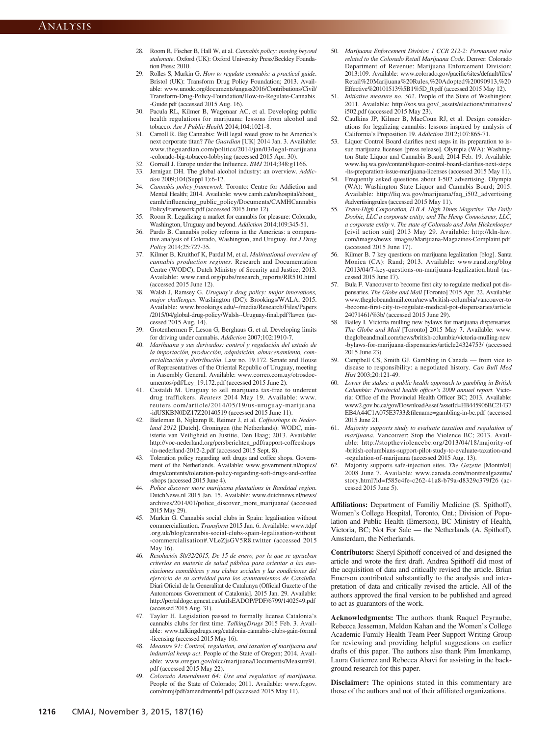28. Room R, Fischer B, Hall W, et al. *Cannabis policy: moving beyond stalemate*. Oxford (UK): Oxford University Press/Beckley Foundation Press; 2010.
29. Rolles S, Murkin G. *How to regulate cannabis: a practical guide*. Bristol (UK): Transform Drug Policy Foundation; 2013. Available: www.unodc.org/documents/ungass2016/Contributions/Civil/Transform-Drug-Policy-Foundation/How-to-Regulate-Cannabis-Guide.pdf (accessed 2015 Aug. 16).
30. Pacula RL, Kilmer B, Wagenaar AC, et al. Developing public health regulations for marijuana: lessons from alcohol and tobacco. *Am J Public Health* 2014;104:1021-8.
31. Carroll R. Big Cannabis: Will legal weed grow to be America's next corporate titan? *The Guardian* [UK] 2014 Jan. 3. Available: www.theguardian.com/politics/2014/jan/03/legal-marijuana-colorado-big-tobacco-lobbying (accessed 2015 Apr. 30).
32. Gornall J. Europe under the Influence. *BMJ* 2014;348:g1166.
33. Jernigan DH. The global alcohol industry: an overview. *Addiction* 2009;104(Suppl 1):6-12.
34. *Cannabis policy framework*. Toronto: Centre for Addiction and Mental Health; 2014. Available: www.camh.ca/en/hospital/about_camh/influencing_public_policy/Documents/CAMHCannabisPolicyFramework.pdf (accessed 2015 June 12).
35. Room R. Legalizing a market for cannabis for pleasure: Colorado, Washington, Uruguay and beyond. *Addiction* 2014;109:345-51.
36. Pardo B. Cannabis policy reforms in the Americas: a comparative analysis of Colorado, Washington, and Uruguay. *Int J Drug Policy* 2014;25:727-35.
37. Kilmer B, Kruithof K, Pardal M, et al. *Multinational overview of cannabis production regimes*. Research and Documentation Centre (WODC), Dutch Ministry of Security and Justice; 2013. Available: www.rand.org/pubs/research_reports/RR510.html (accessed 2015 June 12).
38. Walsh J, Ramsey G. *Uruguay's drug policy: major innovations, major challenges*. Washington (DC): Brookings/WALA; 2015. Available: www.brookings.edu/~/media/Research/Files/Papers/2015/04/global-drug-policy/Walsh--Uruguay-final.pdf?la=en (accessed 2015 Aug. 14).
39. Grotenhermen F, Leson G, Berghaus G, et al. Developing limits for driving under cannabis. *Addiction* 2007;102:1910-7.
40. *Marihuana y sus derivados: control y regulación del estado de la importación, producción, adquisición, almacenamiento, comercialización y distribución*. Law no. 19.172. Senate and House of Representatives of the Oriental Republic of Uruguay, meeting in Assembly General. Available: www.correo.com.uy/otrosdocumentos/pdf/Ley_19.172.pdf (accessed 2015 June 2).
41. Castaldi M. Uruguay to sell marijuana tax-free to undercut drug traffickers. *Reuters* 2014 May 19. Available: www.reuters.com/article/2014/05/19/us-uruguay-marijuana-idUSKBN0DZ17Z20140519 (accessed 2015 June 11).
42. Bieleman B, Nijkamp R, Reimer J, et al. *Coffeeshops in Nederland 2012* [Dutch]. Groningen (the Netherlands): WODC, ministerie van Veiligheid en Justitie, Den Haag; 2013. Available: http://voc-nederland.org/persberichten_pdf/rapport-coffeeshops-in-nederland-2012-2.pdf (accessed 2015 Sept. 8).
43. Toleration policy regarding soft drugs and coffee shops. Government of the Netherlands. Available: www.government.nl/topics/drugs/contents/toleration-policy-regarding-soft-drugs-and-coffee-shops (accessed 2015 June 4).
44. Police discover more marijuana plantations in Randstad region. DutchNews.nl 2015 Jan. 15. Available: www.dutchnews.nl/news/archives/2014/01/police_discover_more_marijuana/ (accessed 2015 May 29).
45. Murkin G. Cannabis social clubs in Spain: legalisation without commercialization. *Transform* 2015 Jan. 6. Available: www.tdpf.org.uk/blog/cannabis-social-clubs-spain-legalisation-without-commercialisation#.VLeZjsGV5R8.twitter (accessed 2015 May 16).
46. *Resolución Slt/32/2015, De 15 de enero, por la que se aprueban criterios en materia de salud pública para orientar a las asociaciones cannábicas y sus clubes sociales y las condiciones del ejercicio de su actividad para los ayuntamientos de Cataluña*. Diari Oficial de la Generalitat de Catalunya (Official Gazette of the Autonomous Government of Catalonia]. 2015 Jan. 29. Available: http://portaldogc.gencat.cat/utilsEADOP/PDF/6799/1402549.pdf (accessed 2015 Aug. 31).
47. Taylor H. Legislation passed to formally license Catalonia's cannabis clubs for first time. *TalkingDrugs* 2015 Feb. 3. Available: www.talkingdrugs.org/catalonia-cannabis-clubs-gain-formal-licensing (accessed 2015 May 16).
48. *Measure 91: Control, regulation, and taxation of marijuana and industrial hemp act*. People of the State of Oregon; 2014. Available: www.oregon.gov/olcc/marijuana/Documents/Measure91.pdf (accessed 2015 May 22).
49. *Colorado Amendment 64: Use and regulation of marijuana*. People of the State of Colorado; 2011. Available: www.fcgov.com/mmj/pdf/amendment64.pdf (accessed 2015 May 11).
50. *Marijuana Enforcement Division 1 CCR 212-2: Permanent rules related to the Colorado Retail Marijuana Code*. Denver: Colorado Department of Revenue: Marijuana Enforcement Division; 2013:109. Available: www.colorado.gov/pacific/sites/default/files/Retail%20Marijuana%20Rules,%20Adopted%20090913,%20Effective%20101513%5B1%5D_0.pdf (accessed 2015 May 12).
51. *Initiative measure no. 502*. People of the State of Washington; 2011. Available: http://sos.wa.gov/_assets/elections/initiatives/i502.pdf (accessed 2015 May 23).
52. Caulkins JP, Kilmer B, MacCoun RJ, et al. Design considerations for legalizing cannabis: lessons inspired by analysis of California's Proposition 19. *Addiction* 2012;107:865-71.
53. Liquor Control Board clarifies next steps in its preparation to issue marijuana licenses [press release]. Olympia (WA): Washington State Liquor and Cannabis Board; 2014 Feb. 19. Available: www.liq.wa.gov/content/liquor-control-board-clarifies-next-steps-its-preparation-issue-marijuana-licenses (accessed 2015 May 11).
54. Frequently asked questions about I-502 advertising. Olympia (WA): Washington State Liquor and Cannabis Board; 2015. Available: http://liq.wa.gov/marijuana/faq_i502_advertising#advertisingrules (accessed 2015 May 11).
55. *Trans-High Corporation, D.B.A. High Times Magazine, The Daily Doobie, LLC a corporate entity; and The Hemp Connoisseur, LLC, a corporate entity* v. *The state of Colorado and John Hickenlooper* [civil action suit] 2013 May 29. Available: http://kln-law.com/images/news_images/Marijuana-Magazines-Complaint.pdf (accessed 2015 June 17).
56. Kilmer B. 7 key questions on marijuana legalization [blog]. Santa Monica (CA): Rand; 2013. Available: www.rand.org/blog/2013/04/7-key-questions-on-marijuana-legalization.html (accessed 2015 June 17).
57. Bula F. Vancouver to become first city to regulate medical pot dispensaries. *The Globe and Mail* [Toronto] 2015 Apr. 22. Available: www.theglobeandmail.com/news/british-columbia/vancouver-to-become-first-city-to-regulate-medical-pot-dispensaries/article24071461/%3b/ (accessed 2015 June 29).
58. Bailey I. Victoria mulling new bylaws for marijuana dispensaries. *The Globe and Mail* [Toronto] 2015 May 7. Available: www.theglobeandmail.com/news/british-columbia/victoria-mulling-new-bylaws-for-marijuana-dispensaries/article24324753/ (accessed 2015 June 23).
59. Campbell CS, Smith GJ. Gambling in Canada — from vice to disease to responsibility: a negotiated history. *Can Bull Med Hist* 2003;20:121-49.
60. *Lower the stakes: a public health approach to gambling in British Columbia: Provincial health officer's 2009 annual report*. Victoria: Office of the Provincial Health Officer BC; 2013. Available: www2.gov.bc.ca/gov/DownloadAsset?assetId=EB445906BC21437EB4A44C1A075E3733&filename=gambling-in-bc.pdf (accessed 2015 June 21.
61. *Majority supports study to evaluate taxation and regulation of marijuana*. Vancouver: Stop the Violence BC; 2013. Available: http://stoptheviolencebc.org/2013/04/18/majority-of-british-columbians-support-pilot-study-to-evaluate-taxation-and-regulation-of-marijuana (accessed 2015 Aug. 13).
62. Majority supports safe-injection sites. *The Gazette* [Montréal] 2008 June 7. Available: www.canada.com/montrealgazette/story.html?id=f585e4fe-c262-41a8-b79a-d8329c379f26 (accessed 2015 June 5).

**Affiliations:** Department of Familiy Medicine (S. Spithoff), Women's College Hospital, Toronto, Ont.; Division of Population and Public Health (Emerson), BC Ministry of Health, Victoria, BC; Not For Sale — the Netherlands (A. Spithoff), Amsterdam, the Netherlands.

**Contributors:** Sheryl Spithoff conceived of and designed the article and wrote the first draft. Andrea Spithoff did most of the acquisition of data and critically revised the article. Brian Emerson contributed substantially to the analysis and interpretation of data and critically revised the article. All of the authors approved the final version to be published and agreed to act as guarantors of the work.

**Acknowledgments:** The authors thank Raquel Peyraube, Rebecca Jesseman, Meldon Kahan and the Women's College Academic Family Health Team Peer Support Writing Group for reviewing and providing helpful suggestions on earlier drafts of this paper. The authors also thank Pim Imenkamp, Laura Gutierrez and Rebecca Abavi for assisting in the background research for this paper.

**Disclaimer:** The opinions stated in this commentary are those of the authors and not of their affiliated organizations.